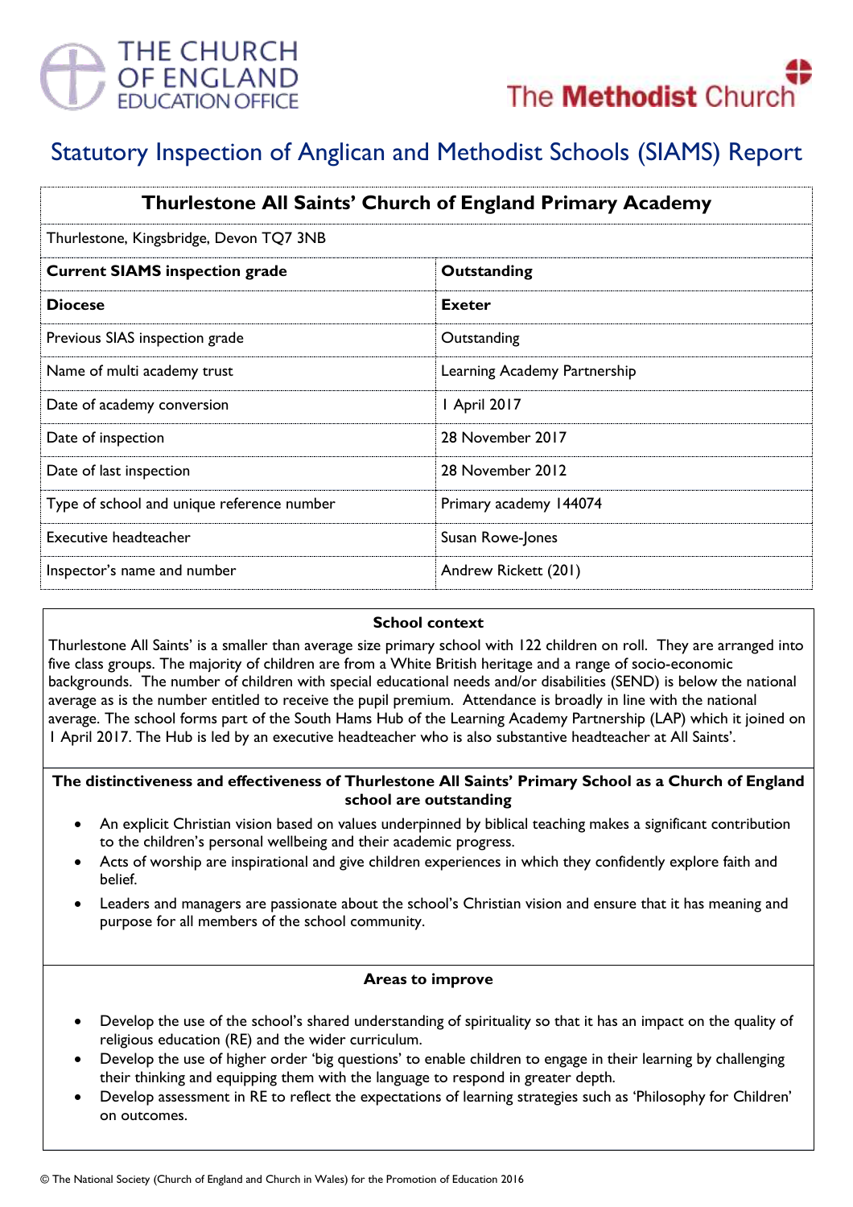THE CHURCH OF ENGLAND EDUCATION OFFICE

The Methodist Church

# Statutory Inspection of Anglican and Methodist Schools (SIAMS) Report

| Thurlestone All Saints' Church of England Primary Academy | |
|---|---|
| Thurlestone, Kingsbridge, Devon TQ7 3NB | |
| **Current SIAMS inspection grade** | **Outstanding** |
| **Diocese** | **Exeter** |
| Previous SIAS inspection grade | Outstanding |
| Name of multi academy trust | Learning Academy Partnership |
| Date of academy conversion | 1 April 2017 |
| Date of inspection | 28 November 2017 |
| Date of last inspection | 28 November 2012 |
| Type of school and unique reference number | Primary academy 144074 |
| Executive headteacher | Susan Rowe-Jones |
| Inspector's name and number | Andrew Rickett (201) |

### School context

Thurlestone All Saints' is a smaller than average size primary school with 122 children on roll. They are arranged into five class groups. The majority of children are from a White British heritage and a range of socio-economic backgrounds. The number of children with special educational needs and/or disabilities (SEND) is below the national average as is the number entitled to receive the pupil premium. Attendance is broadly in line with the national average. The school forms part of the South Hams Hub of the Learning Academy Partnership (LAP) which it joined on 1 April 2017. The Hub is led by an executive headteacher who is also substantive headteacher at All Saints'.

### The distinctiveness and effectiveness of Thurlestone All Saints' Primary School as a Church of England school are outstanding

- An explicit Christian vision based on values underpinned by biblical teaching makes a significant contribution to the children's personal wellbeing and their academic progress.
- Acts of worship are inspirational and give children experiences in which they confidently explore faith and belief.
- Leaders and managers are passionate about the school's Christian vision and ensure that it has meaning and purpose for all members of the school community.

### Areas to improve

- Develop the use of the school's shared understanding of spirituality so that it has an impact on the quality of religious education (RE) and the wider curriculum.
- Develop the use of higher order 'big questions' to enable children to engage in their learning by challenging their thinking and equipping them with the language to respond in greater depth.
- Develop assessment in RE to reflect the expectations of learning strategies such as 'Philosophy for Children' on outcomes.

© The National Society (Church of England and Church in Wales) for the Promotion of Education 2016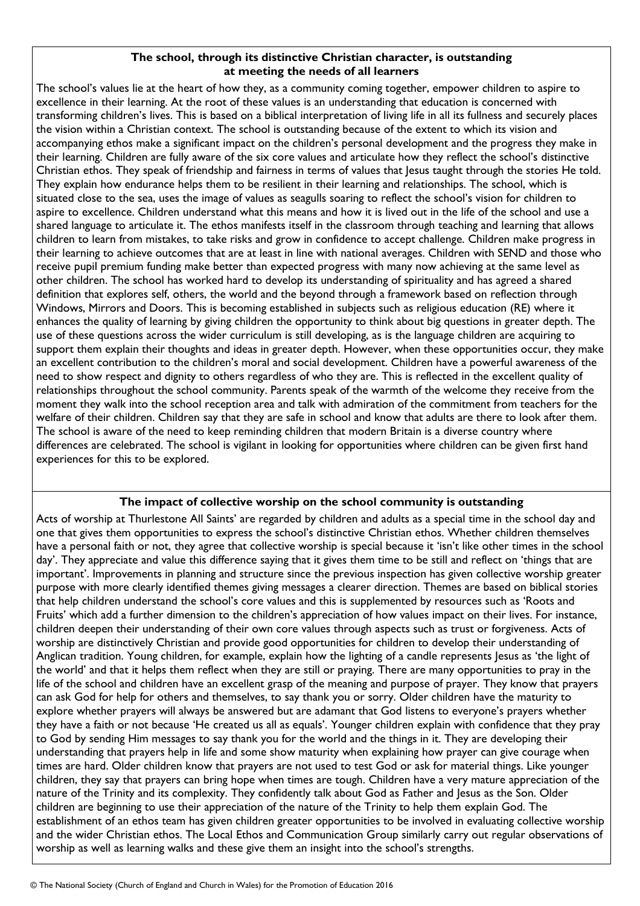## The school, through its distinctive Christian character, is outstanding at meeting the needs of all learners

The school's values lie at the heart of how they, as a community coming together, empower children to aspire to excellence in their learning. At the root of these values is an understanding that education is concerned with transforming children's lives. This is based on a biblical interpretation of living life in all its fullness and securely places the vision within a Christian context. The school is outstanding because of the extent to which its vision and accompanying ethos make a significant impact on the children's personal development and the progress they make in their learning. Children are fully aware of the six core values and articulate how they reflect the school's distinctive Christian ethos. They speak of friendship and fairness in terms of values that Jesus taught through the stories He told. They explain how endurance helps them to be resilient in their learning and relationships. The school, which is situated close to the sea, uses the image of values as seagulls soaring to reflect the school's vision for children to aspire to excellence. Children understand what this means and how it is lived out in the life of the school and use a shared language to articulate it. The ethos manifests itself in the classroom through teaching and learning that allows children to learn from mistakes, to take risks and grow in confidence to accept challenge. Children make progress in their learning to achieve outcomes that are at least in line with national averages. Children with SEND and those who receive pupil premium funding make better than expected progress with many now achieving at the same level as other children. The school has worked hard to develop its understanding of spirituality and has agreed a shared definition that explores self, others, the world and the beyond through a framework based on reflection through Windows, Mirrors and Doors. This is becoming established in subjects such as religious education (RE) where it enhances the quality of learning by giving children the opportunity to think about big questions in greater depth. The use of these questions across the wider curriculum is still developing, as is the language children are acquiring to support them explain their thoughts and ideas in greater depth. However, when these opportunities occur, they make an excellent contribution to the children's moral and social development. Children have a powerful awareness of the need to show respect and dignity to others regardless of who they are. This is reflected in the excellent quality of relationships throughout the school community. Parents speak of the warmth of the welcome they receive from the moment they walk into the school reception area and talk with admiration of the commitment from teachers for the welfare of their children. Children say that they are safe in school and know that adults are there to look after them. The school is aware of the need to keep reminding children that modern Britain is a diverse country where differences are celebrated. The school is vigilant in looking for opportunities where children can be given first hand experiences for this to be explored.

## The impact of collective worship on the school community is outstanding

Acts of worship at Thurlestone All Saints' are regarded by children and adults as a special time in the school day and one that gives them opportunities to express the school's distinctive Christian ethos. Whether children themselves have a personal faith or not, they agree that collective worship is special because it 'isn't like other times in the school day'. They appreciate and value this difference saying that it gives them time to be still and reflect on 'things that are important'. Improvements in planning and structure since the previous inspection has given collective worship greater purpose with more clearly identified themes giving messages a clearer direction. Themes are based on biblical stories that help children understand the school's core values and this is supplemented by resources such as 'Roots and Fruits' which add a further dimension to the children's appreciation of how values impact on their lives. For instance, children deepen their understanding of their own core values through aspects such as trust or forgiveness. Acts of worship are distinctively Christian and provide good opportunities for children to develop their understanding of Anglican tradition. Young children, for example, explain how the lighting of a candle represents Jesus as 'the light of the world' and that it helps them reflect when they are still or praying. There are many opportunities to pray in the life of the school and children have an excellent grasp of the meaning and purpose of prayer. They know that prayers can ask God for help for others and themselves, to say thank you or sorry. Older children have the maturity to explore whether prayers will always be answered but are adamant that God listens to everyone's prayers whether they have a faith or not because 'He created us all as equals'. Younger children explain with confidence that they pray to God by sending Him messages to say thank you for the world and the things in it. They are developing their understanding that prayers help in life and some show maturity when explaining how prayer can give courage when times are hard. Older children know that prayers are not used to test God or ask for material things. Like younger children, they say that prayers can bring hope when times are tough. Children have a very mature appreciation of the nature of the Trinity and its complexity. They confidently talk about God as Father and Jesus as the Son. Older children are beginning to use their appreciation of the nature of the Trinity to help them explain God. The establishment of an ethos team has given children greater opportunities to be involved in evaluating collective worship and the wider Christian ethos. The Local Ethos and Communication Group similarly carry out regular observations of worship as well as learning walks and these give them an insight into the school's strengths.

© The National Society (Church of England and Church in Wales) for the Promotion of Education 2016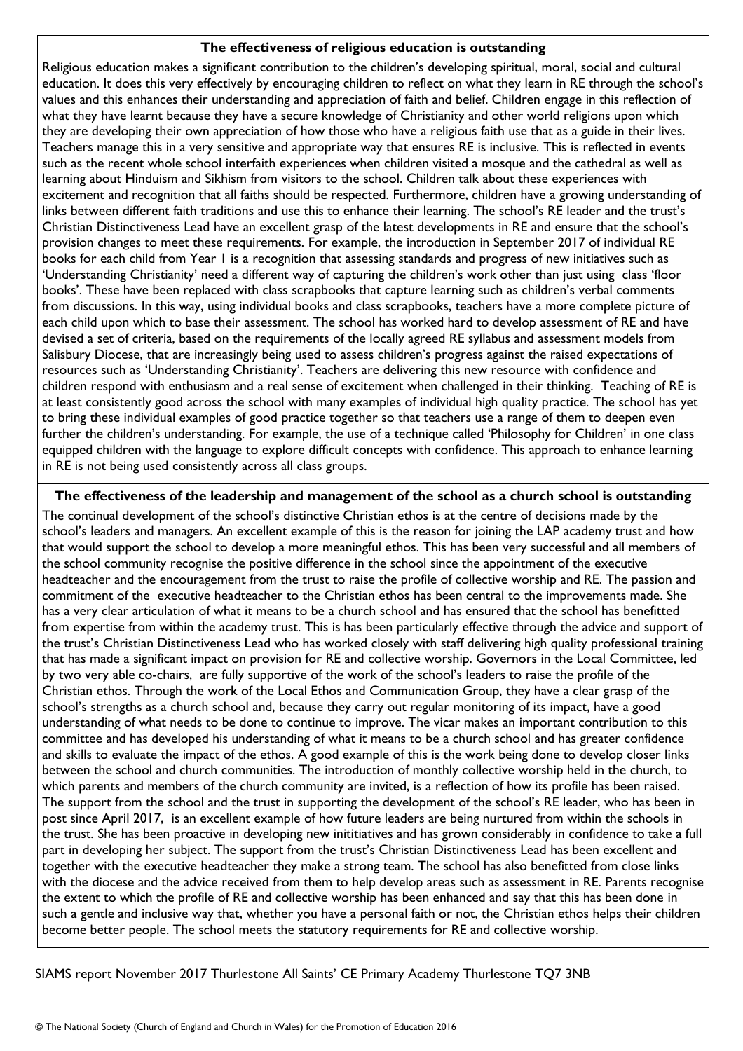### The effectiveness of religious education is outstanding

Religious education makes a significant contribution to the children's developing spiritual, moral, social and cultural education. It does this very effectively by encouraging children to reflect on what they learn in RE through the school's values and this enhances their understanding and appreciation of faith and belief. Children engage in this reflection of what they have learnt because they have a secure knowledge of Christianity and other world religions upon which they are developing their own appreciation of how those who have a religious faith use that as a guide in their lives. Teachers manage this in a very sensitive and appropriate way that ensures RE is inclusive. This is reflected in events such as the recent whole school interfaith experiences when children visited a mosque and the cathedral as well as learning about Hinduism and Sikhism from visitors to the school. Children talk about these experiences with excitement and recognition that all faiths should be respected. Furthermore, children have a growing understanding of links between different faith traditions and use this to enhance their learning. The school's RE leader and the trust's Christian Distinctiveness Lead have an excellent grasp of the latest developments in RE and ensure that the school's provision changes to meet these requirements. For example, the introduction in September 2017 of individual RE books for each child from Year 1 is a recognition that assessing standards and progress of new initiatives such as 'Understanding Christianity' need a different way of capturing the children's work other than just using class 'floor books'. These have been replaced with class scrapbooks that capture learning such as children's verbal comments from discussions. In this way, using individual books and class scrapbooks, teachers have a more complete picture of each child upon which to base their assessment. The school has worked hard to develop assessment of RE and have devised a set of criteria, based on the requirements of the locally agreed RE syllabus and assessment models from Salisbury Diocese, that are increasingly being used to assess children's progress against the raised expectations of resources such as 'Understanding Christianity'. Teachers are delivering this new resource with confidence and children respond with enthusiasm and a real sense of excitement when challenged in their thinking. Teaching of RE is at least consistently good across the school with many examples of individual high quality practice. The school has yet to bring these individual examples of good practice together so that teachers use a range of them to deepen even further the children's understanding. For example, the use of a technique called 'Philosophy for Children' in one class equipped children with the language to explore difficult concepts with confidence. This approach to enhance learning in RE is not being used consistently across all class groups.

### The effectiveness of the leadership and management of the school as a church school is outstanding

The continual development of the school's distinctive Christian ethos is at the centre of decisions made by the school's leaders and managers. An excellent example of this is the reason for joining the LAP academy trust and how that would support the school to develop a more meaningful ethos. This has been very successful and all members of the school community recognise the positive difference in the school since the appointment of the executive headteacher and the encouragement from the trust to raise the profile of collective worship and RE. The passion and commitment of the executive headteacher to the Christian ethos has been central to the improvements made. She has a very clear articulation of what it means to be a church school and has ensured that the school has benefitted from expertise from within the academy trust. This is has been particularly effective through the advice and support of the trust's Christian Distinctiveness Lead who has worked closely with staff delivering high quality professional training that has made a significant impact on provision for RE and collective worship. Governors in the Local Committee, led by two very able co-chairs, are fully supportive of the work of the school's leaders to raise the profile of the Christian ethos. Through the work of the Local Ethos and Communication Group, they have a clear grasp of the school's strengths as a church school and, because they carry out regular monitoring of its impact, have a good understanding of what needs to be done to continue to improve. The vicar makes an important contribution to this committee and has developed his understanding of what it means to be a church school and has greater confidence and skills to evaluate the impact of the ethos. A good example of this is the work being done to develop closer links between the school and church communities. The introduction of monthly collective worship held in the church, to which parents and members of the church community are invited, is a reflection of how its profile has been raised. The support from the school and the trust in supporting the development of the school's RE leader, who has been in post since April 2017, is an excellent example of how future leaders are being nurtured from within the schools in the trust. She has been proactive in developing new inititiatives and has grown considerably in confidence to take a full part in developing her subject. The support from the trust's Christian Distinctiveness Lead has been excellent and together with the executive headteacher they make a strong team. The school has also benefitted from close links with the diocese and the advice received from them to help develop areas such as assessment in RE. Parents recognise the extent to which the profile of RE and collective worship has been enhanced and say that this has been done in such a gentle and inclusive way that, whether you have a personal faith or not, the Christian ethos helps their children become better people. The school meets the statutory requirements for RE and collective worship.

SIAMS report November 2017 Thurlestone All Saints' CE Primary Academy Thurlestone TQ7 3NB

© The National Society (Church of England and Church in Wales) for the Promotion of Education 2016